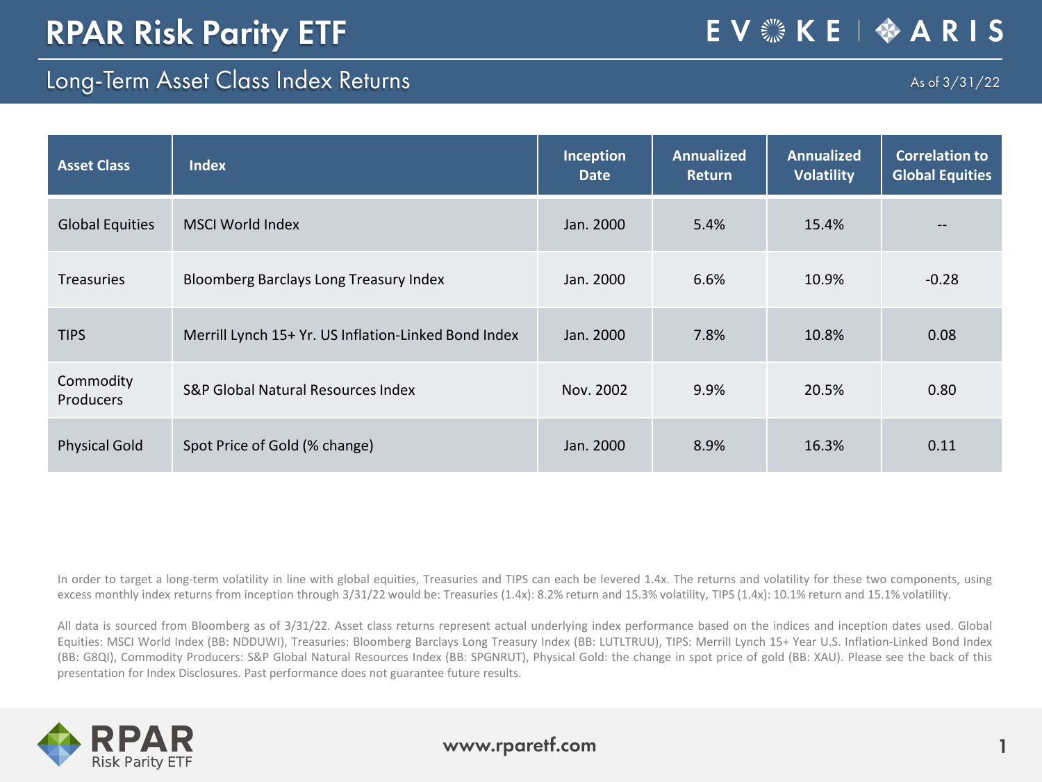# RPAR Risk Parity ETF

EVOKE | ARIS

## Long-Term Asset Class Index Returns

As of 3/31/22

| Asset Class | Index | Inception Date | Annualized Return | Annualized Volatility | Correlation to Global Equities |
|---|---|---|---|---|---|
| Global Equities | MSCI World Index | Jan. 2000 | 5.4% | 15.4% | -- |
| Treasuries | Bloomberg Barclays Long Treasury Index | Jan. 2000 | 6.6% | 10.9% | -0.28 |
| TIPS | Merrill Lynch 15+ Yr. US Inflation-Linked Bond Index | Jan. 2000 | 7.8% | 10.8% | 0.08 |
| Commodity Producers | S&P Global Natural Resources Index | Nov. 2002 | 9.9% | 20.5% | 0.80 |
| Physical Gold | Spot Price of Gold (% change) | Jan. 2000 | 8.9% | 16.3% | 0.11 |

In order to target a long-term volatility in line with global equities, Treasuries and TIPS can each be levered 1.4x. The returns and volatility for these two components, using excess monthly index returns from inception through 3/31/22 would be: Treasuries (1.4x): 8.2% return and 15.3% volatility, TIPS (1.4x): 10.1% return and 15.1% volatility.

All data is sourced from Bloomberg as of 3/31/22. Asset class returns represent actual underlying index performance based on the indices and inception dates used. Global Equities: MSCI World Index (BB: NDDUWI), Treasuries: Bloomberg Barclays Long Treasury Index (BB: LUTLTRUU), TIPS: Merrill Lynch 15+ Year U.S. Inflation-Linked Bond Index (BB: G8QI), Commodity Producers: S&P Global Natural Resources Index (BB: SPGNRUT), Physical Gold: the change in spot price of gold (BB: XAU). Please see the back of this presentation for Index Disclosures. Past performance does not guarantee future results.

RPAR Risk Parity ETF

www.rparetf.com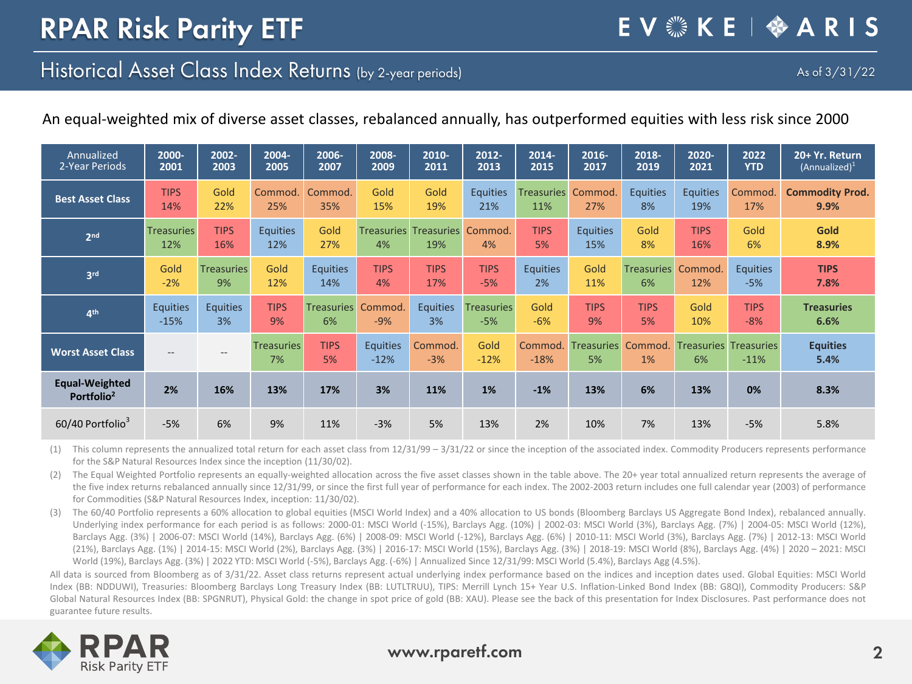# RPAR Risk Parity ETF

## Historical Asset Class Index Returns (by 2-year periods)

As of 3/31/22

An equal-weighted mix of diverse asset classes, rebalanced annually, has outperformed equities with less risk since 2000

| Annualized 2-Year Periods | 2000-2001 | 2002-2003 | 2004-2005 | 2006-2007 | 2008-2009 | 2010-2011 | 2012-2013 | 2014-2015 | 2016-2017 | 2018-2019 | 2020-2021 | 2022 YTD | 20+ Yr. Return (Annualized)[1] |
|---|---|---|---|---|---|---|---|---|---|---|---|---|---|
| **Best Asset Class** | TIPS 14% | Gold 22% | Commod. 25% | Commod. 35% | Gold 15% | Gold 19% | Equities 21% | Treasuries 11% | Commod. 27% | Equities 8% | Equities 19% | Commod. 17% | **Commodity Prod. 9.9%** |
| **2nd** | Treasuries 12% | TIPS 16% | Equities 12% | Gold 27% | Treasuries 4% | Treasuries 19% | Commod. 4% | TIPS 5% | Equities 15% | Gold 8% | TIPS 16% | Gold 6% | **Gold 8.9%** |
| **3rd** | Gold -2% | Treasuries 9% | Gold 12% | Equities 14% | TIPS 4% | TIPS 17% | TIPS -5% | Equities 2% | Gold 11% | Treasuries 6% | Commod. 12% | Equities -5% | **TIPS 7.8%** |
| **4th** | Equities -15% | Equities 3% | TIPS 9% | Treasuries 6% | Commod. -9% | Equities 3% | Treasuries -5% | Gold -6% | TIPS 9% | TIPS 5% | Gold 10% | TIPS -8% | **Treasuries 6.6%** |
| **Worst Asset Class** | -- | -- | Treasuries 7% | TIPS 5% | Equities -12% | Commod. -3% | Gold -12% | Commod. -18% | Treasuries 5% | Commod. 1% | Treasuries 6% | Treasuries -11% | **Equities 5.4%** |
| **Equal-Weighted Portfolio[2]** | **2%** | **16%** | **13%** | **17%** | **3%** | **11%** | **1%** | **-1%** | **13%** | **6%** | **13%** | **0%** | **8.3%** |
| 60/40 Portfolio[3] | -5% | 6% | 9% | 11% | -3% | 5% | 13% | 2% | 10% | 7% | 13% | -5% | 5.8% |

(1) This column represents the annualized total return for each asset class from 12/31/99 – 3/31/22 or since the inception of the associated index. Commodity Producers represents performance for the S&P Natural Resources Index since the inception (11/30/02).

(2) The Equal Weighted Portfolio represents an equally-weighted allocation across the five asset classes shown in the table above. The 20+ year total annualized return represents the average of the five index returns rebalanced annually since 12/31/99, or since the first full year of performance for each index. The 2002-2003 return includes one full calendar year (2003) of performance for Commodities (S&P Natural Resources Index, inception: 11/30/02).

(3) The 60/40 Portfolio represents a 60% allocation to global equities (MSCI World Index) and a 40% allocation to US bonds (Bloomberg Barclays US Aggregate Bond Index), rebalanced annually. Underlying index performance for each period is as follows: 2000-01: MSCI World (-15%), Barclays Agg. (10%) | 2002-03: MSCI World (3%), Barclays Agg. (7%) | 2004-05: MSCI World (12%), Barclays Agg. (3%) | 2006-07: MSCI World (14%), Barclays Agg. (6%) | 2008-09: MSCI World (-12%), Barclays Agg. (6%) | 2010-11: MSCI World (3%), Barclays Agg. (7%) | 2012-13: MSCI World (21%), Barclays Agg. (1%) | 2014-15: MSCI World (2%), Barclays Agg. (3%) | 2016-17: MSCI World (15%), Barclays Agg. (3%) | 2018-19: MSCI World (8%), Barclays Agg. (4%) | 2020 – 2021: MSCI World (19%), Barclays Agg. (3%) | 2022 YTD: MSCI World (-5%), Barclays Agg. (-6%) | Annualized Since 12/31/99: MSCI World (5.4%), Barclays Agg (4.5%).

All data is sourced from Bloomberg as of 3/31/22. Asset class returns represent actual underlying index performance based on the indices and inception dates used. Global Equities: MSCI World Index (BB: NDDUWI), Treasuries: Bloomberg Barclays Long Treasury Index (BB: LUTLTRUU), TIPS: Merrill Lynch 15+ Year U.S. Inflation-Linked Bond Index (BB: G8QI), Commodity Producers: S&P Global Natural Resources Index (BB: SPGNRUT), Physical Gold: the change in spot price of gold (BB: XAU). Please see the back of this presentation for Index Disclosures. Past performance does not guarantee future results.

www.rparetf.com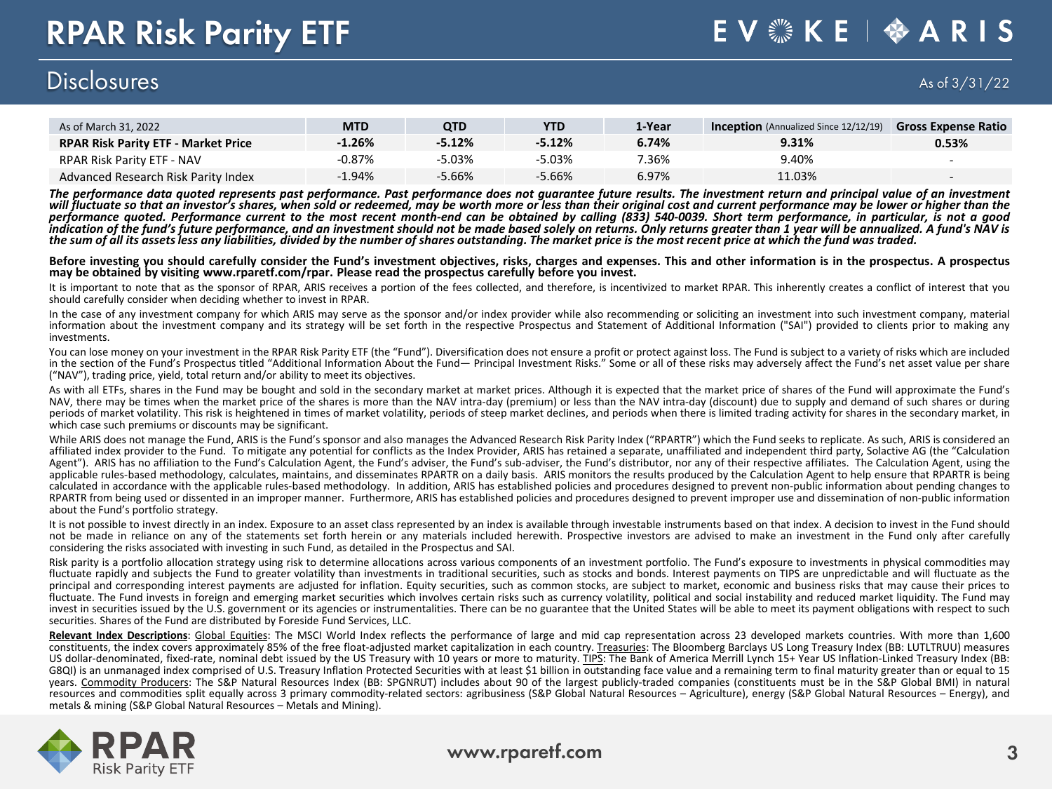# RPAR Risk Parity ETF

## Disclosures

As of 3/31/22

| As of March 31, 2022 | MTD | QTD | YTD | 1-Year | **Inception** (Annualized Since 12/12/19) | Gross Expense Ratio |
|---|---|---|---|---|---|---|
| **RPAR Risk Parity ETF - Market Price** | **-1.26%** | **-5.12%** | **-5.12%** | **6.74%** | **9.31%** | **0.53%** |
| RPAR Risk Parity ETF - NAV | -0.87% | -5.03% | -5.03% | 7.36% | 9.40% | - |
| Advanced Research Risk Parity Index | -1.94% | -5.66% | -5.66% | 6.97% | 11.03% | - |

***The performance data quoted represents past performance. Past performance does not guarantee future results. The investment return and principal value of an investment will fluctuate so that an investor's shares, when sold or redeemed, may be worth more or less than their original cost and current performance may be lower or higher than the performance quoted. Performance current to the most recent month-end can be obtained by calling (833) 540-0039. Short term performance, in particular, is not a good indication of the fund's future performance, and an investment should not be made based solely on returns. Only returns greater than 1 year will be annualized. A fund's NAV is the sum of all its assets less any liabilities, divided by the number of shares outstanding. The market price is the most recent price at which the fund was traded.***

**Before investing you should carefully consider the Fund's investment objectives, risks, charges and expenses. This and other information is in the prospectus. A prospectus may be obtained by visiting www.rparetf.com/rpar. Please read the prospectus carefully before you invest.**

It is important to note that as the sponsor of RPAR, ARIS receives a portion of the fees collected, and therefore, is incentivized to market RPAR. This inherently creates a conflict of interest that you should carefully consider when deciding whether to invest in RPAR.

In the case of any investment company for which ARIS may serve as the sponsor and/or index provider while also recommending or soliciting an investment into such investment company, material information about the investment company and its strategy will be set forth in the respective Prospectus and Statement of Additional Information ("SAI") provided to clients prior to making any investments.

You can lose money on your investment in the RPAR Risk Parity ETF (the "Fund"). Diversification does not ensure a profit or protect against loss. The Fund is subject to a variety of risks which are included in the section of the Fund's Prospectus titled "Additional Information About the Fund— Principal Investment Risks." Some or all of these risks may adversely affect the Fund's net asset value per share ("NAV"), trading price, yield, total return and/or ability to meet its objectives.

As with all ETFs, shares in the Fund may be bought and sold in the secondary market at market prices. Although it is expected that the market price of shares of the Fund will approximate the Fund's NAV, there may be times when the market price of the shares is more than the NAV intra-day (premium) or less than the NAV intra-day (discount) due to supply and demand of such shares or during periods of market volatility. This risk is heightened in times of market volatility, periods of steep market declines, and periods when there is limited trading activity for shares in the secondary market, in which case such premiums or discounts may be significant.

While ARIS does not manage the Fund, ARIS is the Fund's sponsor and also manages the Advanced Research Risk Parity Index ("RPARTR") which the Fund seeks to replicate. As such, ARIS is considered an affiliated index provider to the Fund. To mitigate any potential for conflicts as the Index Provider, ARIS has retained a separate, unaffiliated and independent third party, Solactive AG (the "Calculation Agent"). ARIS has no affiliation to the Fund's Calculation Agent, the Fund's adviser, the Fund's sub-adviser, the Fund's distributor, nor any of their respective affiliates. The Calculation Agent, using the applicable rules-based methodology, calculates, maintains, and disseminates RPARTR on a daily basis. ARIS monitors the results produced by the Calculation Agent to help ensure that RPARTR is being calculated in accordance with the applicable rules-based methodology. In addition, ARIS has established policies and procedures designed to prevent non-public information about pending changes to RPARTR from being used or dissented in an improper manner. Furthermore, ARIS has established policies and procedures designed to prevent improper use and dissemination of non-public information about the Fund's portfolio strategy.

It is not possible to invest directly in an index. Exposure to an asset class represented by an index is available through investable instruments based on that index. A decision to invest in the Fund should not be made in reliance on any of the statements set forth herein or any materials included herewith. Prospective investors are advised to make an investment in the Fund only after carefully considering the risks associated with investing in such Fund, as detailed in the Prospectus and SAI.

Risk parity is a portfolio allocation strategy using risk to determine allocations across various components of an investment portfolio. The Fund's exposure to investments in physical commodities may fluctuate rapidly and subjects the Fund to greater volatility than investments in traditional securities, such as stocks and bonds. Interest payments on TIPS are unpredictable and will fluctuate as the principal and corresponding interest payments are adjusted for inflation. Equity securities, such as common stocks, are subject to market, economic and business risks that may cause their prices to fluctuate. The Fund invests in foreign and emerging market securities which involves certain risks such as currency volatility, political and social instability and reduced market liquidity. The Fund may invest in securities issued by the U.S. government or its agencies or instrumentalities. There can be no guarantee that the United States will be able to meet its payment obligations with respect to such securities. Shares of the Fund are distributed by Foreside Fund Services, LLC.

**Relevant Index Descriptions**: Global Equities: The MSCI World Index reflects the performance of large and mid cap representation across 23 developed markets countries. With more than 1,600 constituents, the index covers approximately 85% of the free float-adjusted market capitalization in each country. Treasuries: The Bloomberg Barclays US Long Treasury Index (BB: LUTLTRUU) measures US dollar-denominated, fixed-rate, nominal debt issued by the US Treasury with 10 years or more to maturity. TIPS: The Bank of America Merrill Lynch 15+ Year US Inflation-Linked Treasury Index (BB: G8QI) is an unmanaged index comprised of U.S. Treasury Inflation Protected Securities with at least $1 billion in outstanding face value and a remaining term to final maturity greater than or equal to 15 years. Commodity Producers: The S&P Natural Resources Index (BB: SPGNRUT) includes about 90 of the largest publicly-traded companies (constituents must be in the S&P Global BMI) in natural resources and commodities split equally across 3 primary commodity-related sectors: agribusiness (S&P Global Natural Resources – Agriculture), energy (S&P Global Natural Resources – Energy), and metals & mining (S&P Global Natural Resources – Metals and Mining).

www.rparetf.com